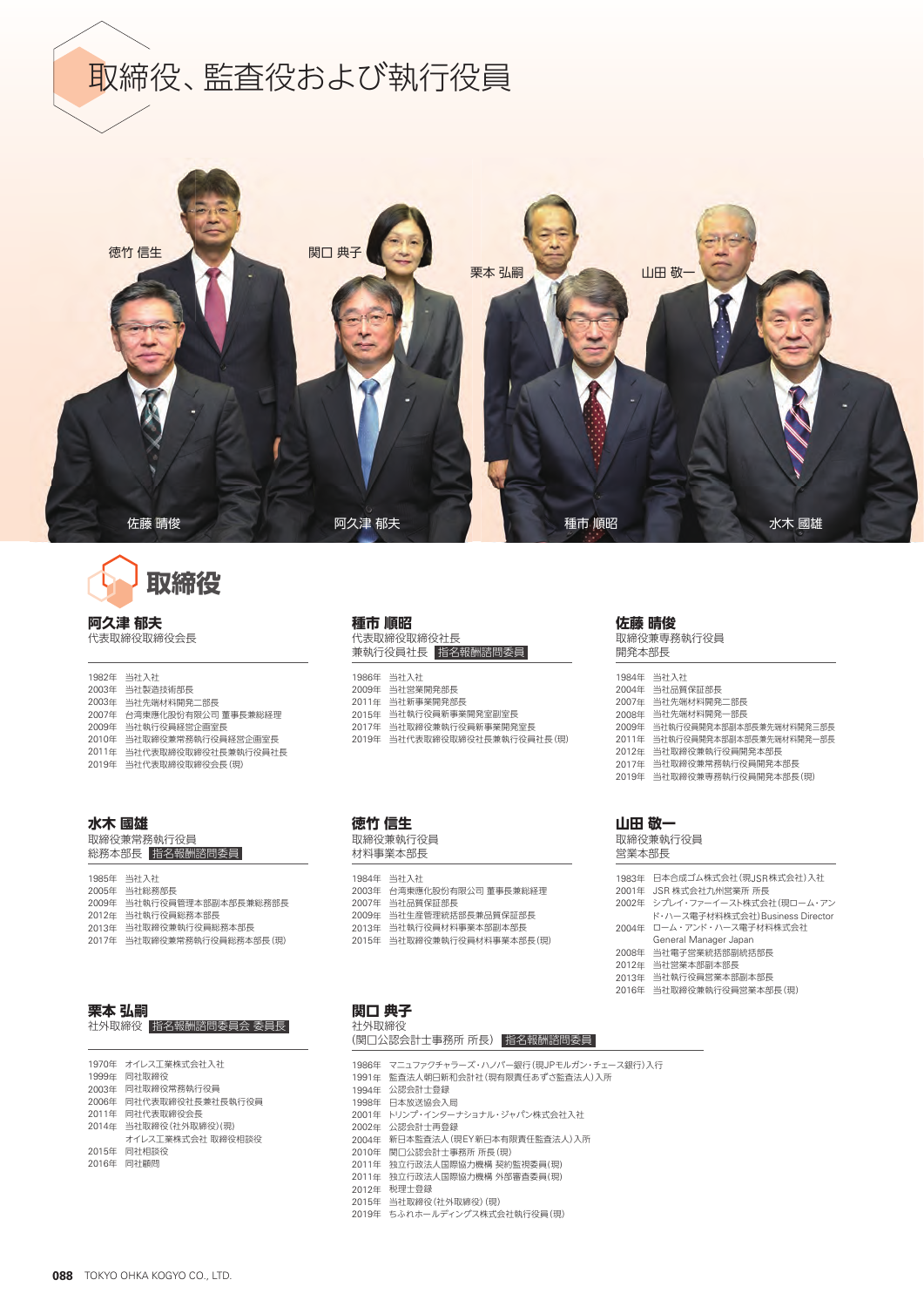# 取締役、監査役および執行役員

徳竹 信生　関口 典子　栗本 弘嗣　山田 敬一

佐藤 晴俊　阿久津 郁夫　種市 順昭　水木 國雄

## 取締役

### 阿久津 郁夫
代表取締役取締役会長

1982年　当社入社
2003年　当社製造技術部長
2003年　当社先端材料開発二部長
2007年　台湾東應化股份有限公司 董事長兼総経理
2009年　当社執行役員経営企画室長
2010年　当社取締役兼常務執行役員経営企画室長
2011年　当社代表取締役取締役社長兼執行役員社長
2019年　当社代表取締役取締役会長（現）

### 種市 順昭
代表取締役取締役社長
兼執行役員社長　指名報酬諮問委員

1986年　当社入社
2009年　当社営業開発部長
2011年　当社新事業開発部長
2015年　当社執行役員新事業開発室副室長
2017年　当社取締役兼執行役員新事業開発室長
2019年　当社代表取締役取締役社長兼執行役員社長（現）

### 佐藤 晴俊
取締役兼専務執行役員
開発本部長

1984年　当社入社
2004年　当社品質保証部長
2007年　当社先端材料開発二部長
2008年　当社先端材料開発一部長
2009年　当社執行役員開発本部副本部長兼先端材料開発三部長
2011年　当社執行役員開発本部副本部長兼先端材料開発一部長
2012年　当社取締役兼執行役員開発本部長
2017年　当社取締役兼常務執行役員開発本部長
2019年　当社取締役兼専務執行役員開発本部長（現）

### 水木 國雄
取締役兼常務執行役員
総務本部長　指名報酬諮問委員

1985年　当社入社
2005年　当社総務部長
2009年　当社執行役員管理本部副本部長兼総務部長
2012年　当社執行役員総務本部長
2013年　当社取締役兼執行役員総務本部長
2017年　当社取締役兼常務執行役員総務本部長（現）

### 徳竹 信生
取締役兼執行役員
材料事業本部長

1984年　当社入社
2003年　台湾東應化股份有限公司 董事長兼総経理
2007年　当社品質保証部長
2009年　当社生産管理統括部長兼品質保証部長
2013年　当社執行役員材料事業本部副本部長
2015年　当社取締役兼執行役員材料事業本部長（現）

### 山田 敬一
取締役兼執行役員
営業本部長

1983年　日本合成ゴム株式会社（現JSR株式会社）入社
2001年　JSR 株式会社九州営業所 所長
2002年　シプレイ・ファーイースト株式会社（現ローム・アンド・ハース電子材料株式会社）Business Director
2004年　ローム・アンド・ハース電子材料株式会社 General Manager Japan
2008年　当社電子営業統括部副統括部長
2012年　当社営業本部副本部長
2013年　当社執行役員営業本部副本部長
2016年　当社取締役兼執行役員営業本部長（現）

### 栗本 弘嗣
社外取締役　指名報酬諮問委員会 委員長

1970年　オイレス工業株式会社入社
1999年　同社取締役
2003年　同社取締役常務執行役員
2006年　同社代表取締役社長兼社長執行役員
2011年　同社代表取締役会長
2014年　当社取締役（社外取締役）（現）
　　　　オイレス工業株式会社 取締役相談役
2015年　同社相談役
2016年　同社顧問

### 関口 典子
社外取締役
（関口公認会計士事務所 所長）　指名報酬諮問委員

1986年　マニュファクチャラーズ・ハノバー銀行（現JPモルガン・チェース銀行）入行
1991年　監査法人朝日新和会計社（現有限責任あずさ監査法人）入所
1994年　公認会計士登録
1998年　日本放送協会入局
2001年　トリンプ・インターナショナル・ジャパン株式会社入社
2002年　公認会計士再登録
2004年　新日本監査法人（現EY新日本有限責任監査法人）入所
2010年　関口公認会計士事務所 所長（現）
2011年　独立行政法人国際協力機構 契約監視委員（現）
2011年　独立行政法人国際協力機構 外部審査委員（現）
2012年　税理士登録
2015年　当社取締役（社外取締役）（現）
2019年　ちふれホールディングス株式会社執行役員（現）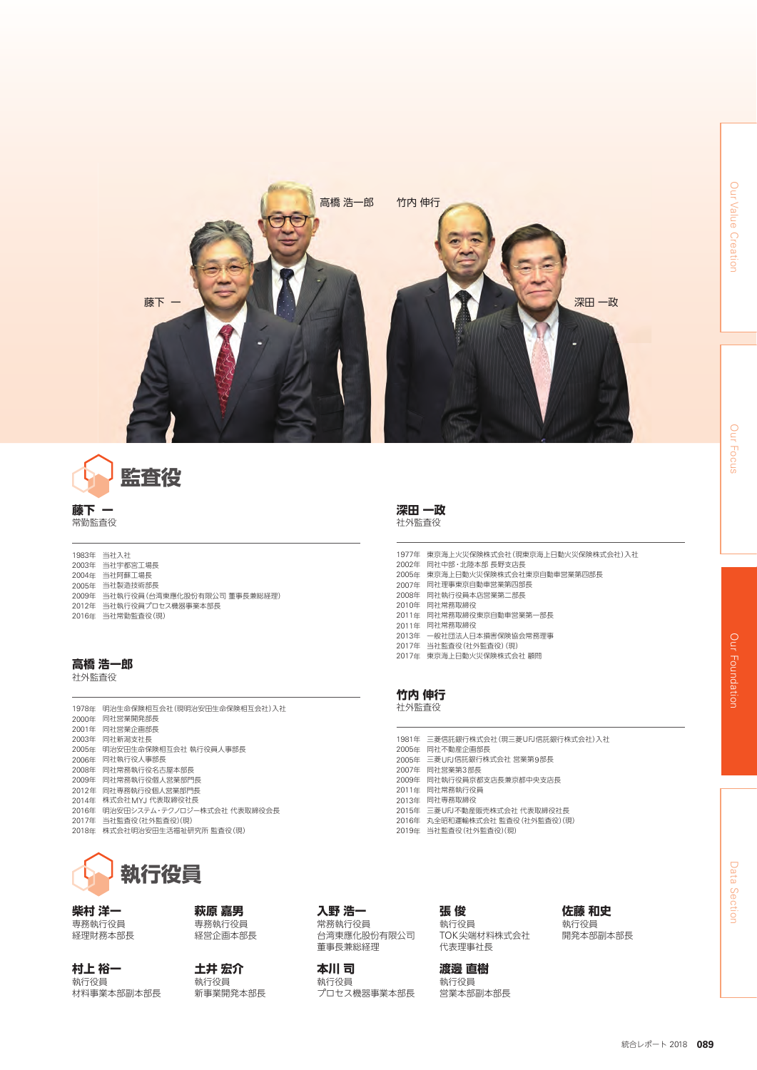藤下 一　高橋 浩一郎　竹内 伸行　深田 一政

## 監査役

### 藤下 一
常勤監査役

1983年 当社入社
2003年 当社宇都宮工場長
2004年 当社阿蘇工場長
2005年 当社製造技術部長
2009年 当社執行役員（台湾東應化股份有限公司 董事長兼総經理）
2012年 当社執行役員プロセス機器事業本部長
2016年 当社常勤監査役（現）

### 高橋 浩一郎
社外監査役

1978年 明治生命保険相互会社（現明治安田生命保険相互会社）入社
2000年 同社営業開発部長
2001年 同社営業企画部長
2003年 同社新潟支社長
2005年 明治安田生命保険相互会社 執行役員人事部長
2006年 同社執行役人事部長
2008年 同社常務執行役名古屋本部長
2009年 同社常務執行役個人営業部門長
2012年 同社専務執行役個人営業部門長
2014年 株式会社MYJ 代表取締役社長
2016年 明治安田システム・テクノロジー株式会社 代表取締役会長
2017年 当社監査役（社外監査役）（現）
2018年 株式会社明治安田生活福祉研究所 監査役（現）

### 深田 一政
社外監査役

1977年 東京海上火災保険株式会社（現東京海上日動火災保険株式会社）入社
2002年 同社中部・北陸本部 長野支店長
2005年 東京海上日動火災保険株式会社東京自動車営業第四部長
2007年 同社理事東京自動車営業第四部長
2008年 同社執行役員本店営業第二部長
2010年 同社常務取締役
2011年 同社常務取締役東京自動車営業第一部長
2011年 同社常務取締役
2013年 一般社団法人日本損害保険協会常務理事
2017年 当社監査役（社外監査役）（現）
2017年 東京海上日動火災保険株式会社 顧問

### 竹内 伸行
社外監査役

1981年 三菱信託銀行株式会社（現三菱UFJ信託銀行株式会社）入社
2005年 同社不動産企画部長
2005年 三菱UFJ信託銀行株式会社 営業第9部長
2007年 同社営業第3部長
2009年 同社執行役員京都支店長兼京都中央支店長
2011年 同社常務執行役員
2013年 同社常務取締役
2015年 三菱UFJ不動産販売株式会社 代表取締役社長
2016年 丸全昭和運輸株式会社 監査役（社外監査役）（現）
2019年 当社監査役（社外監査役）（現）

## 執行役員

**柴村 洋一**
専務執行役員
経理財務本部長

**萩原 嘉男**
専務執行役員
経営企画本部長

**入野 浩一**
常務執行役員
台湾東應化股份有限公司
董事長兼総經理

**張 俊**
執行役員
TOK尖端材料株式会社
代表理事社長

**佐藤 和史**
執行役員
開発本部副本部長

**村上 裕一**
執行役員
材料事業本部副本部長

**土井 宏介**
執行役員
新事業開発本部長

**本川 司**
執行役員
プロセス機器事業本部長

**渡邊 直樹**
執行役員
営業本部副本部長